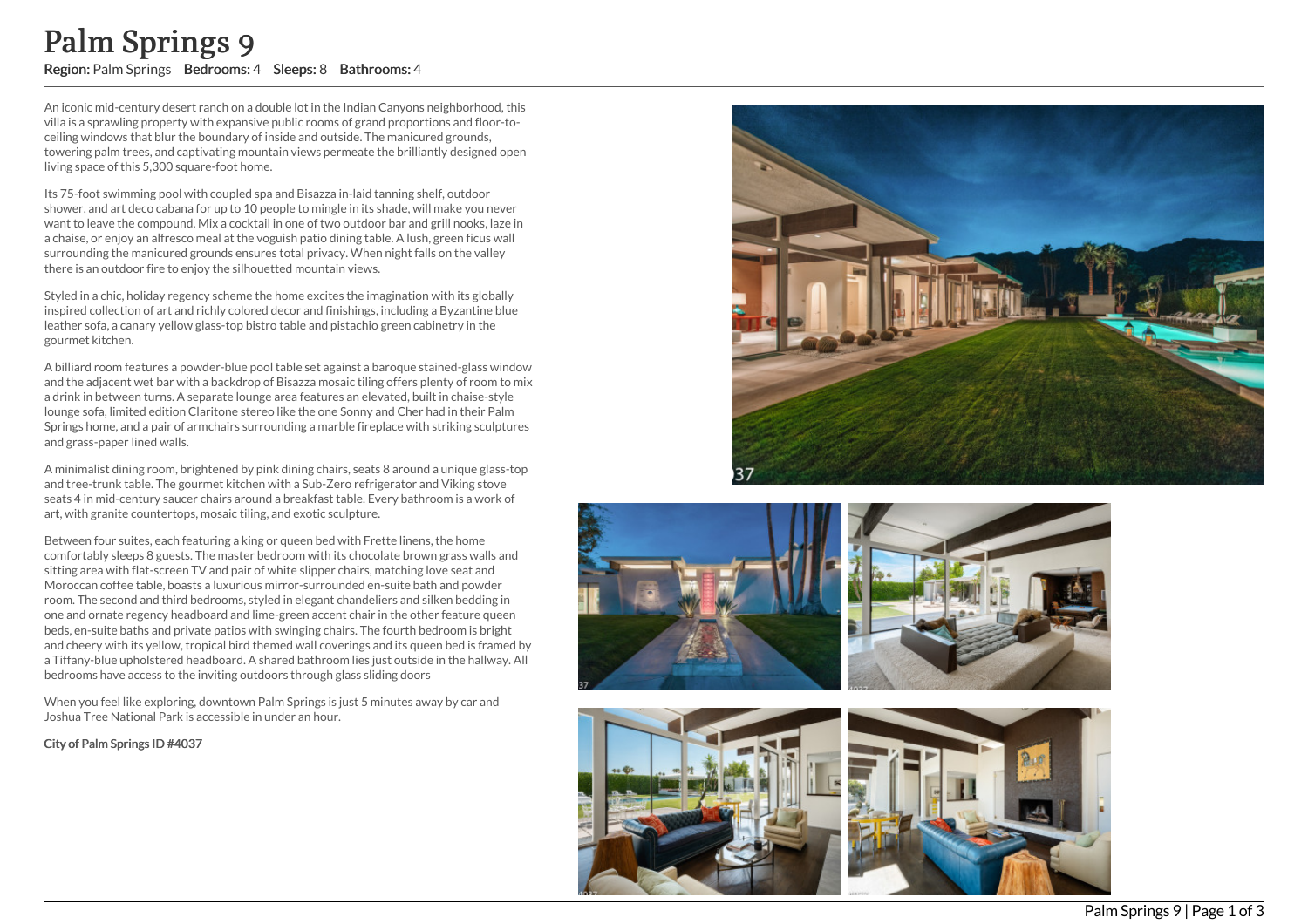# Palm Springs 9

**Region:** Palm Springs **Bedrooms:** 4 **Sleeps:** 8 **Bathrooms:** 4

An iconic mid-century desert ranch on a double lot in the Indian Canyons neighborhood, this villa is a sprawling property with expansive public rooms of grand proportions and floor-to-ceiling windows that blur the boundary of inside and outside. The manicured grounds, towering palm trees, and captivating mountain views permeate the brilliantly designed open living space of this 5,300 square-foot home.

Its 75-foot swimming pool with coupled spa and Bisazza in-laid tanning shelf, outdoor shower, and art deco cabana for up to 10 people to mingle in its shade, will make you never want to leave the compound. Mix a cocktail in one of two outdoor bar and grill nooks, laze in a chaise, or enjoy an alfresco meal at the voguish patio dining table. A lush, green ficus wall surrounding the manicured grounds ensures total privacy. When night falls on the valley there is an outdoor fire to enjoy the silhouetted mountain views.

Styled in a chic, holiday regency scheme the home excites the imagination with its globally inspired collection of art and richly colored decor and finishings, including a Byzantine blue leather sofa, a canary yellow glass-top bistro table and pistachio green cabinetry in the gourmet kitchen.

A billiard room features a powder-blue pool table set against a baroque stained-glass window and the adjacent wet bar with a backdrop of Bisazza mosaic tiling offers plenty of room to mix a drink in between turns. A separate lounge area features an elevated, built in chaise-style lounge sofa, limited edition Claritone stereo like the one Sonny and Cher had in their Palm Springs home, and a pair of armchairs surrounding a marble fireplace with striking sculptures and grass-paper lined walls.

A minimalist dining room, brightened by pink dining chairs, seats 8 around a unique glass-top and tree-trunk table. The gourmet kitchen with a Sub-Zero refrigerator and Viking stove seats 4 in mid-century saucer chairs around a breakfast table. Every bathroom is a work of art, with granite countertops, mosaic tiling, and exotic sculpture.

Between four suites, each featuring a king or queen bed with Frette linens, the home comfortably sleeps 8 guests. The master bedroom with its chocolate brown grass walls and sitting area with flat-screen TV and pair of white slipper chairs, matching love seat and Moroccan coffee table, boasts a luxurious mirror-surrounded en-suite bath and powder room. The second and third bedrooms, styled in elegant chandeliers and silken bedding in one and ornate regency headboard and lime-green accent chair in the other feature queen beds, en-suite baths and private patios with swinging chairs. The fourth bedroom is bright and cheery with its yellow, tropical bird themed wall coverings and its queen bed is framed by a Tiffany-blue upholstered headboard. A shared bathroom lies just outside in the hallway. All bedrooms have access to the inviting outdoors through glass sliding doors

When you feel like exploring, downtown Palm Springs is just 5 minutes away by car and Joshua Tree National Park is accessible in under an hour.

**City of Palm Springs ID #4037**